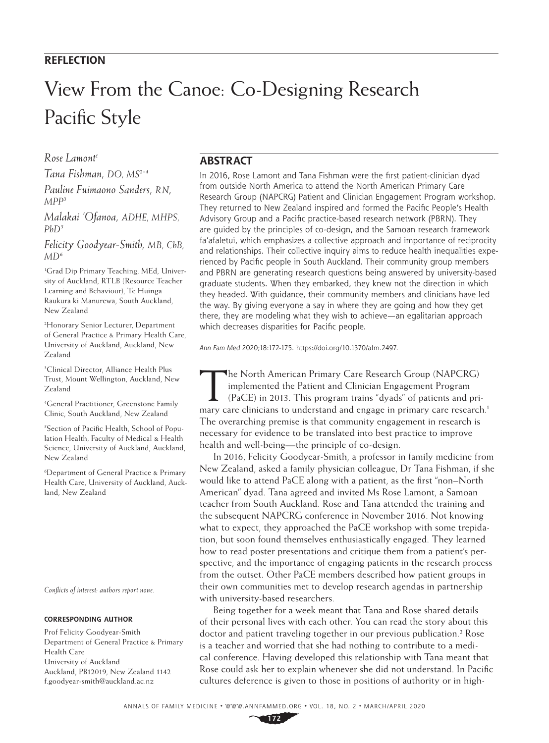**REFLECTION**

# View From the Canoe: Co-Designing Research Pacific Style

*Rose Lamont*[1]

*Tana Fishman, DO, MS*[2-4]

*Pauline Fuimaono Sanders, RN, MPP*[3]

*Malakai 'Ofanoa, ADHE, MHPS, PhD*[5]

*Felicity Goodyear-Smith, MB, ChB, MD*[6]

[1]Grad Dip Primary Teaching, MEd, University of Auckland, RTLB (Resource Teacher Learning and Behaviour), Te Huinga Raukura ki Manurewa, South Auckland, New Zealand

[2]Honorary Senior Lecturer, Department of General Practice & Primary Health Care, University of Auckland, Auckland, New Zealand

[3]Clinical Director, Alliance Health Plus Trust, Mount Wellington, Auckland, New Zealand

[4]General Practitioner, Greenstone Family Clinic, South Auckland, New Zealand

[5]Section of Pacific Health, School of Population Health, Faculty of Medical & Health Science, University of Auckland, Auckland, New Zealand

[6]Department of General Practice & Primary Health Care, University of Auckland, Auckland, New Zealand

*Conflicts of interest: authors report none.*

**CORRESPONDING AUTHOR**

Prof Felicity Goodyear-Smith
Department of General Practice & Primary Health Care
University of Auckland
Auckland, PB12019, New Zealand 1142
f.goodyear-smith@auckland.ac.nz

## ABSTRACT

In 2016, Rose Lamont and Tana Fishman were the first patient-clinician dyad from outside North America to attend the North American Primary Care Research Group (NAPCRG) Patient and Clinician Engagement Program workshop. They returned to New Zealand inspired and formed the Pacific People's Health Advisory Group and a Pacific practice-based research network (PBRN). They are guided by the principles of co-design, and the Samoan research framework fa'afaletui, which emphasizes a collective approach and importance of reciprocity and relationships. Their collective inquiry aims to reduce health inequalities experienced by Pacific people in South Auckland. Their community group members and PBRN are generating research questions being answered by university-based graduate students. When they embarked, they knew not the direction in which they headed. With guidance, their community members and clinicians have led the way. By giving everyone a say in where they are going and how they get there, they are modeling what they wish to achieve—an egalitarian approach which decreases disparities for Pacific people.

*Ann Fam Med* 2020;18:172-175. https://doi.org/10.1370/afm.2497.

The North American Primary Care Research Group (NAPCRG) implemented the Patient and Clinician Engagement Program (PaCE) in 2013. This program trains "dyads" of patients and primary care clinicians to understand and engage in primary care research.[1] The overarching premise is that community engagement in research is necessary for evidence to be translated into best practice to improve health and well-being—the principle of co-design.

In 2016, Felicity Goodyear-Smith, a professor in family medicine from New Zealand, asked a family physician colleague, Dr Tana Fishman, if she would like to attend PaCE along with a patient, as the first "non–North American" dyad. Tana agreed and invited Ms Rose Lamont, a Samoan teacher from South Auckland. Rose and Tana attended the training and the subsequent NAPCRG conference in November 2016. Not knowing what to expect, they approached the PaCE workshop with some trepidation, but soon found themselves enthusiastically engaged. They learned how to read poster presentations and critique them from a patient's perspective, and the importance of engaging patients in the research process from the outset. Other PaCE members described how patient groups in their own communities met to develop research agendas in partnership with university-based researchers.

Being together for a week meant that Tana and Rose shared details of their personal lives with each other. You can read the story about this doctor and patient traveling together in our previous publication.[2] Rose is a teacher and worried that she had nothing to contribute to a medical conference. Having developed this relationship with Tana meant that Rose could ask her to explain whenever she did not understand. In Pacific cultures deference is given to those in positions of authority or in high-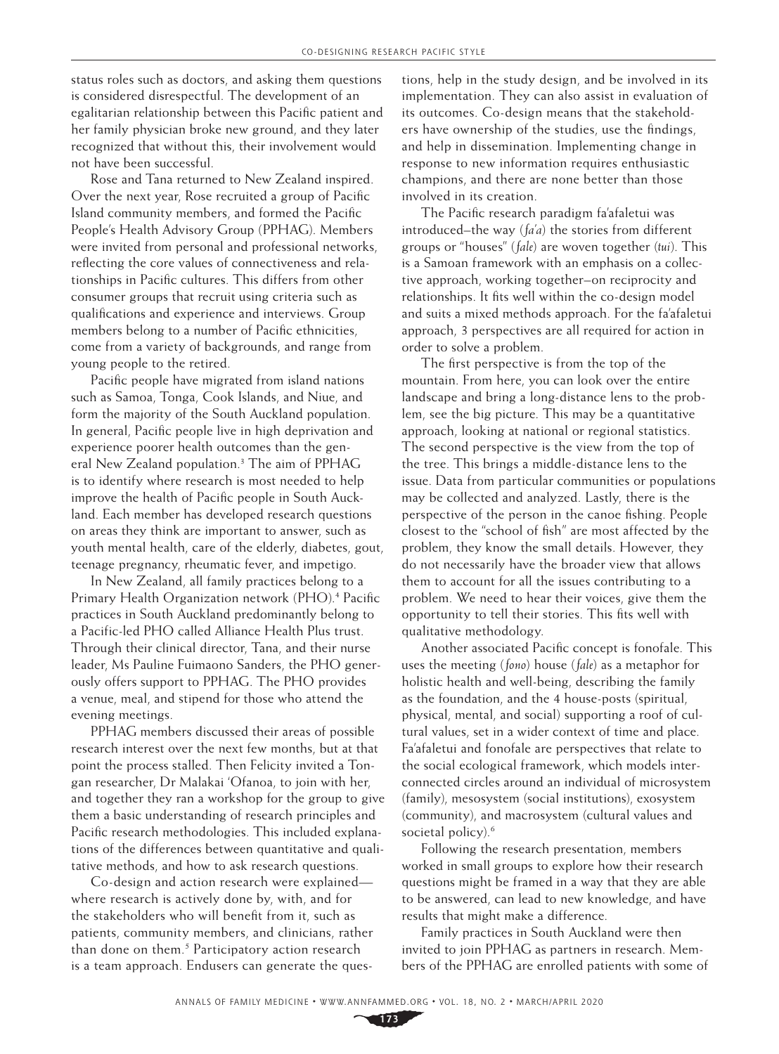status roles such as doctors, and asking them questions is considered disrespectful. The development of an egalitarian relationship between this Pacific patient and her family physician broke new ground, and they later recognized that without this, their involvement would not have been successful.

Rose and Tana returned to New Zealand inspired. Over the next year, Rose recruited a group of Pacific Island community members, and formed the Pacific People's Health Advisory Group (PPHAG). Members were invited from personal and professional networks, reflecting the core values of connectiveness and relationships in Pacific cultures. This differs from other consumer groups that recruit using criteria such as qualifications and experience and interviews. Group members belong to a number of Pacific ethnicities, come from a variety of backgrounds, and range from young people to the retired.

Pacific people have migrated from island nations such as Samoa, Tonga, Cook Islands, and Niue, and form the majority of the South Auckland population. In general, Pacific people live in high deprivation and experience poorer health outcomes than the general New Zealand population.[3] The aim of PPHAG is to identify where research is most needed to help improve the health of Pacific people in South Auckland. Each member has developed research questions on areas they think are important to answer, such as youth mental health, care of the elderly, diabetes, gout, teenage pregnancy, rheumatic fever, and impetigo.

In New Zealand, all family practices belong to a Primary Health Organization network (PHO).[4] Pacific practices in South Auckland predominantly belong to a Pacific-led PHO called Alliance Health Plus trust. Through their clinical director, Tana, and their nurse leader, Ms Pauline Fuimaono Sanders, the PHO generously offers support to PPHAG. The PHO provides a venue, meal, and stipend for those who attend the evening meetings.

PPHAG members discussed their areas of possible research interest over the next few months, but at that point the process stalled. Then Felicity invited a Tongan researcher, Dr Malakai 'Ofanoa, to join with her, and together they ran a workshop for the group to give them a basic understanding of research principles and Pacific research methodologies. This included explanations of the differences between quantitative and qualitative methods, and how to ask research questions.

Co-design and action research were explained—where research is actively done by, with, and for the stakeholders who will benefit from it, such as patients, community members, and clinicians, rather than done on them.[5] Participatory action research is a team approach. Endusers can generate the questions, help in the study design, and be involved in its implementation. They can also assist in evaluation of its outcomes. Co-design means that the stakeholders have ownership of the studies, use the findings, and help in dissemination. Implementing change in response to new information requires enthusiastic champions, and there are none better than those involved in its creation.

The Pacific research paradigm fa'afaletui was introduced–the way (*fa'a*) the stories from different groups or "houses" (*fale*) are woven together (*tui*). This is a Samoan framework with an emphasis on a collective approach, working together–on reciprocity and relationships. It fits well within the co-design model and suits a mixed methods approach. For the fa'afaletui approach, 3 perspectives are all required for action in order to solve a problem.

The first perspective is from the top of the mountain. From here, you can look over the entire landscape and bring a long-distance lens to the problem, see the big picture. This may be a quantitative approach, looking at national or regional statistics. The second perspective is the view from the top of the tree. This brings a middle-distance lens to the issue. Data from particular communities or populations may be collected and analyzed. Lastly, there is the perspective of the person in the canoe fishing. People closest to the "school of fish" are most affected by the problem, they know the small details. However, they do not necessarily have the broader view that allows them to account for all the issues contributing to a problem. We need to hear their voices, give them the opportunity to tell their stories. This fits well with qualitative methodology.

Another associated Pacific concept is fonofale. This uses the meeting (*fono*) house (*fale*) as a metaphor for holistic health and well-being, describing the family as the foundation, and the 4 house-posts (spiritual, physical, mental, and social) supporting a roof of cultural values, set in a wider context of time and place. Fa'afaletui and fonofale are perspectives that relate to the social ecological framework, which models interconnected circles around an individual of microsystem (family), mesosystem (social institutions), exosystem (community), and macrosystem (cultural values and societal policy).[6]

Following the research presentation, members worked in small groups to explore how their research questions might be framed in a way that they are able to be answered, can lead to new knowledge, and have results that might make a difference.

Family practices in South Auckland were then invited to join PPHAG as partners in research. Members of the PPHAG are enrolled patients with some of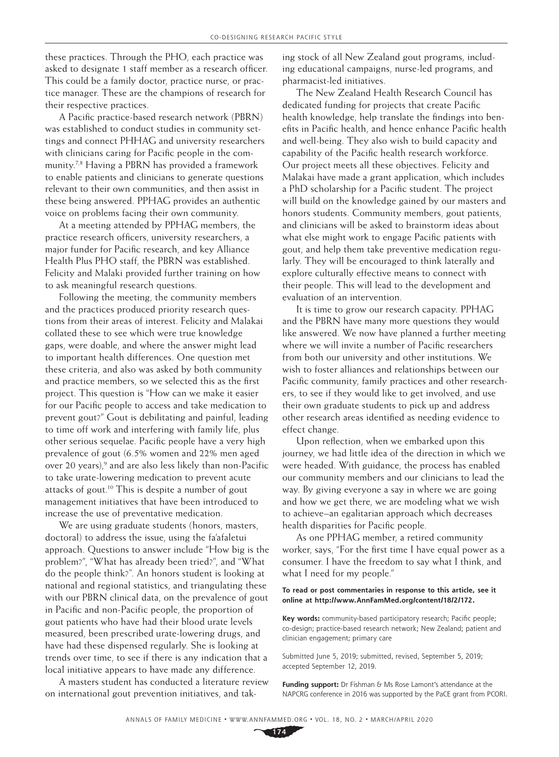these practices. Through the PHO, each practice was asked to designate 1 staff member as a research officer. This could be a family doctor, practice nurse, or practice manager. These are the champions of research for their respective practices.

A Pacific practice-based research network (PBRN) was established to conduct studies in community settings and connect PHHAG and university researchers with clinicians caring for Pacific people in the community.[7,8] Having a PBRN has provided a framework to enable patients and clinicians to generate questions relevant to their own communities, and then assist in these being answered. PPHAG provides an authentic voice on problems facing their own community.

At a meeting attended by PPHAG members, the practice research officers, university researchers, a major funder for Pacific research, and key Alliance Health Plus PHO staff, the PBRN was established. Felicity and Malaki provided further training on how to ask meaningful research questions.

Following the meeting, the community members and the practices produced priority research questions from their areas of interest. Felicity and Malakai collated these to see which were true knowledge gaps, were doable, and where the answer might lead to important health differences. One question met these criteria, and also was asked by both community and practice members, so we selected this as the first project. This question is "How can we make it easier for our Pacific people to access and take medication to prevent gout?" Gout is debilitating and painful, leading to time off work and interfering with family life, plus other serious sequelae. Pacific people have a very high prevalence of gout (6.5% women and 22% men aged over 20 years),[9] and are also less likely than non-Pacific to take urate-lowering medication to prevent acute attacks of gout.[10] This is despite a number of gout management initiatives that have been introduced to increase the use of preventative medication.

We are using graduate students (honors, masters, doctoral) to address the issue, using the fa'afaletui approach. Questions to answer include "How big is the problem?", "What has already been tried?", and "What do the people think?". An honors student is looking at national and regional statistics, and triangulating these with our PBRN clinical data, on the prevalence of gout in Pacific and non-Pacific people, the proportion of gout patients who have had their blood urate levels measured, been prescribed urate-lowering drugs, and have had these dispensed regularly. She is looking at trends over time, to see if there is any indication that a local initiative appears to have made any difference.

A masters student has conducted a literature review on international gout prevention initiatives, and taking stock of all New Zealand gout programs, including educational campaigns, nurse-led programs, and pharmacist-led initiatives.

The New Zealand Health Research Council has dedicated funding for projects that create Pacific health knowledge, help translate the findings into benefits in Pacific health, and hence enhance Pacific health and well-being. They also wish to build capacity and capability of the Pacific health research workforce. Our project meets all these objectives. Felicity and Malakai have made a grant application, which includes a PhD scholarship for a Pacific student. The project will build on the knowledge gained by our masters and honors students. Community members, gout patients, and clinicians will be asked to brainstorm ideas about what else might work to engage Pacific patients with gout, and help them take preventive medication regularly. They will be encouraged to think laterally and explore culturally effective means to connect with their people. This will lead to the development and evaluation of an intervention.

It is time to grow our research capacity. PPHAG and the PBRN have many more questions they would like answered. We now have planned a further meeting where we will invite a number of Pacific researchers from both our university and other institutions. We wish to foster alliances and relationships between our Pacific community, family practices and other researchers, to see if they would like to get involved, and use their own graduate students to pick up and address other research areas identified as needing evidence to effect change.

Upon reflection, when we embarked upon this journey, we had little idea of the direction in which we were headed. With guidance, the process has enabled our community members and our clinicians to lead the way. By giving everyone a say in where we are going and how we get there, we are modeling what we wish to achieve–an egalitarian approach which decreases health disparities for Pacific people.

As one PPHAG member, a retired community worker, says, "For the first time I have equal power as a consumer. I have the freedom to say what I think, and what I need for my people."

**To read or post commentaries in response to this article, see it online at http://www.AnnFamMed.org/content/18/2/172.**

**Key words:** community-based participatory research; Pacific people; co-design; practice-based research network; New Zealand; patient and clinician engagement; primary care

Submitted June 5, 2019; submitted, revised, September 5, 2019; accepted September 12, 2019.

**Funding support:** Dr Fishman & Ms Rose Lamont's attendance at the NAPCRG conference in 2016 was supported by the PaCE grant from PCORI.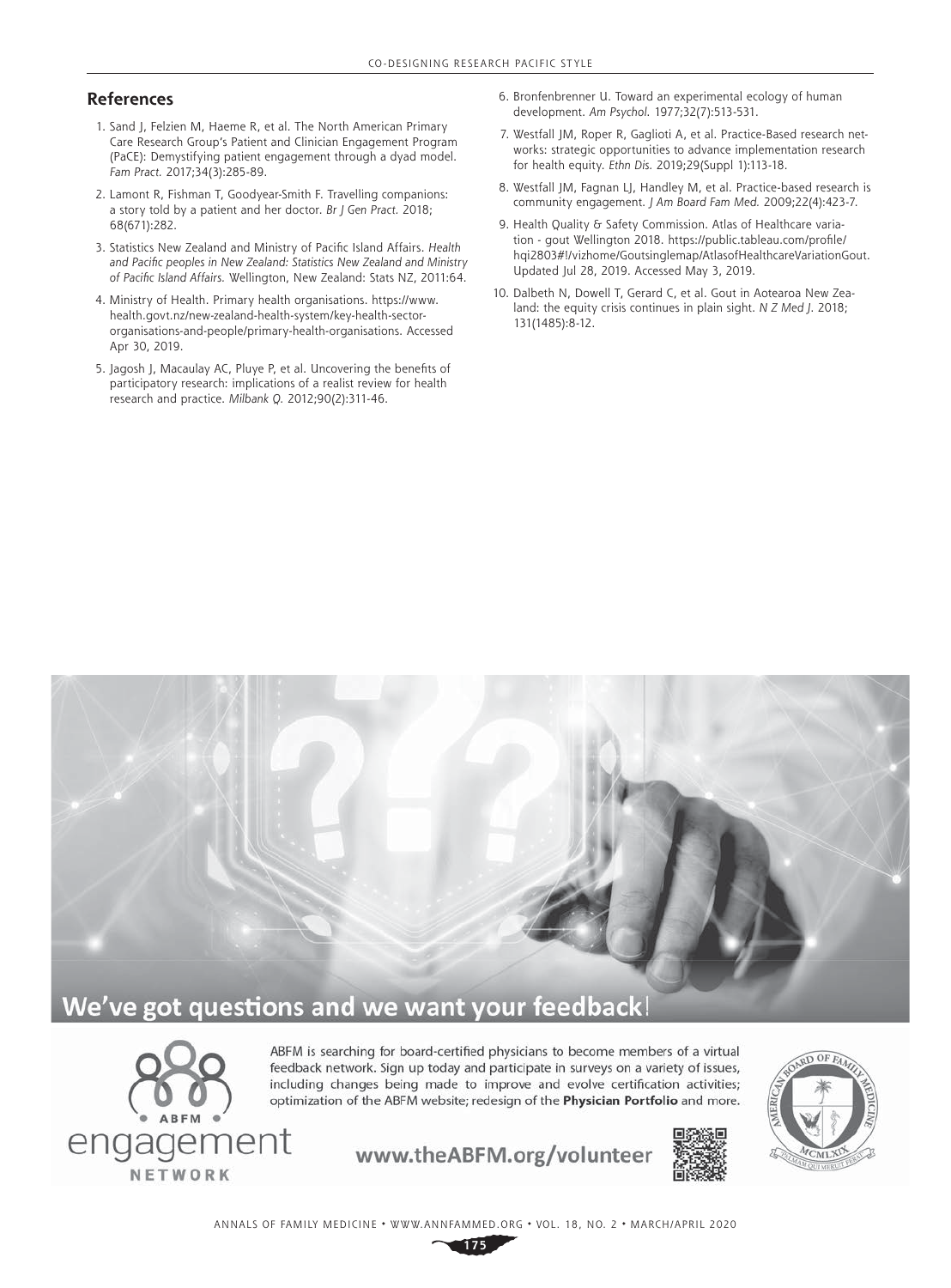## References

1. Sand J, Felzien M, Haeme R, et al. The North American Primary Care Research Group's Patient and Clinician Engagement Program (PaCE): Demystifying patient engagement through a dyad model. *Fam Pract.* 2017;34(3):285-89.
2. Lamont R, Fishman T, Goodyear-Smith F. Travelling companions: a story told by a patient and her doctor. *Br J Gen Pract.* 2018; 68(671):282.
3. Statistics New Zealand and Ministry of Pacific Island Affairs. *Health and Pacific peoples in New Zealand: Statistics New Zealand and Ministry of Pacific Island Affairs.* Wellington, New Zealand: Stats NZ, 2011:64.
4. Ministry of Health. Primary health organisations. https://www.health.govt.nz/new-zealand-health-system/key-health-sector-organisations-and-people/primary-health-organisations. Accessed Apr 30, 2019.
5. Jagosh J, Macaulay AC, Pluye P, et al. Uncovering the benefits of participatory research: implications of a realist review for health research and practice. *Milbank Q.* 2012;90(2):311-46.
6. Bronfenbrenner U. Toward an experimental ecology of human development. *Am Psychol.* 1977;32(7):513-531.
7. Westfall JM, Roper R, Gaglioti A, et al. Practice-Based research networks: strategic opportunities to advance implementation research for health equity. *Ethn Dis.* 2019;29(Suppl 1):113-18.
8. Westfall JM, Fagnan LJ, Handley M, et al. Practice-based research is community engagement. *J Am Board Fam Med.* 2009;22(4):423-7.
9. Health Quality & Safety Commission. Atlas of Healthcare variation - gout Wellington 2018. https://public.tableau.com/profile/hqi2803#!/vizhome/Goutsinglemap/AtlasofHealthcareVariationGout. Updated Jul 28, 2019. Accessed May 3, 2019.
10. Dalbeth N, Dowell T, Gerard C, et al. Gout in Aotearoa New Zealand: the equity crisis continues in plain sight. *N Z Med J.* 2018; 131(1485):8-12.

**We've got questions and we want your feedback!**

ABFM engagement NETWORK

ABFM is searching for board-certified physicians to become members of a virtual feedback network. Sign up today and participate in surveys on a variety of issues, including changes being made to improve and evolve certification activities; optimization of the ABFM website; redesign of the **Physician Portfolio** and more.

**www.theABFM.org/volunteer**